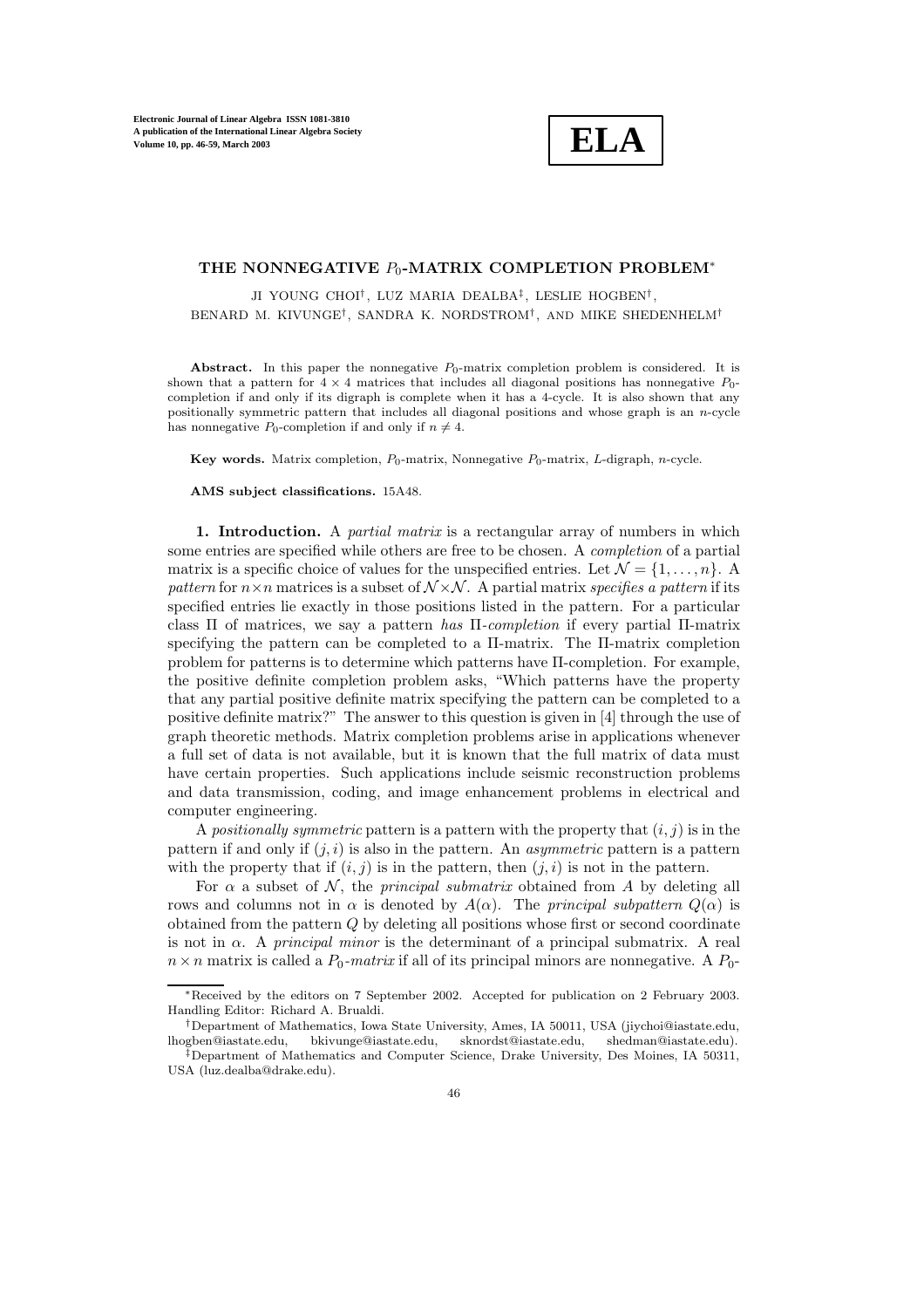# THE NONNEGATIVE $P_0$-MATRIX COMPLETION PROBLEM*

JI YOUNG CHOI†, LUZ MARIA DEALBA‡, LESLIE HOGBEN†, BENARD M. KIVUNGE†, SANDRA K. NORDSTROM†, AND MIKE SHEDENHELM†

**Abstract.** In this paper the nonnegative $P_0$-matrix completion problem is considered. It is shown that a pattern for $4 \times 4$ matrices that includes all diagonal positions has nonnegative $P_0$-completion if and only if its digraph is complete when it has a 4-cycle. It is also shown that any positionally symmetric pattern that includes all diagonal positions and whose graph is an $n$-cycle has nonnegative $P_0$-completion if and only if $n \neq 4$.

**Key words.** Matrix completion, $P_0$-matrix, Nonnegative $P_0$-matrix, $L$-digraph, $n$-cycle.

**AMS subject classifications.** 15A48.

**1. Introduction.** A *partial matrix* is a rectangular array of numbers in which some entries are specified while others are free to be chosen. A *completion* of a partial matrix is a specific choice of values for the unspecified entries. Let $\mathcal{N} = \{1, \ldots, n\}$. A *pattern* for $n \times n$ matrices is a subset of $\mathcal{N} \times \mathcal{N}$. A partial matrix *specifies a pattern* if its specified entries lie exactly in those positions listed in the pattern. For a particular class $\Pi$ of matrices, we say a pattern *has* $\Pi$*-completion* if every partial $\Pi$-matrix specifying the pattern can be completed to a $\Pi$-matrix. The $\Pi$-matrix completion problem for patterns is to determine which patterns have $\Pi$-completion. For example, the positive definite completion problem asks, "Which patterns have the property that any partial positive definite matrix specifying the pattern can be completed to a positive definite matrix?" The answer to this question is given in [4] through the use of graph theoretic methods. Matrix completion problems arise in applications whenever a full set of data is not available, but it is known that the full matrix of data must have certain properties. Such applications include seismic reconstruction problems and data transmission, coding, and image enhancement problems in electrical and computer engineering.

A *positionally symmetric* pattern is a pattern with the property that $(i, j)$ is in the pattern if and only if $(j, i)$ is also in the pattern. An *asymmetric* pattern is a pattern with the property that if $(i, j)$ is in the pattern, then $(j, i)$ is not in the pattern.

For $\alpha$ a subset of $\mathcal{N}$, the *principal submatrix* obtained from $A$ by deleting all rows and columns not in $\alpha$ is denoted by $A(\alpha)$. The *principal subpattern* $Q(\alpha)$ is obtained from the pattern $Q$ by deleting all positions whose first or second coordinate is not in $\alpha$. A *principal minor* is the determinant of a principal submatrix. A real $n \times n$ matrix is called a $P_0$*-matrix* if all of its principal minors are nonnegative. A $P_0$-

---

*Received by the editors on 7 September 2002. Accepted for publication on 2 February 2003. Handling Editor: Richard A. Brualdi.

†Department of Mathematics, Iowa State University, Ames, IA 50011, USA (jiychoi@iastate.edu, lhogben@iastate.edu, bkivunge@iastate.edu, sknordst@iastate.edu, shedman@iastate.edu).

‡Department of Mathematics and Computer Science, Drake University, Des Moines, IA 50311, USA (luz.dealba@drake.edu).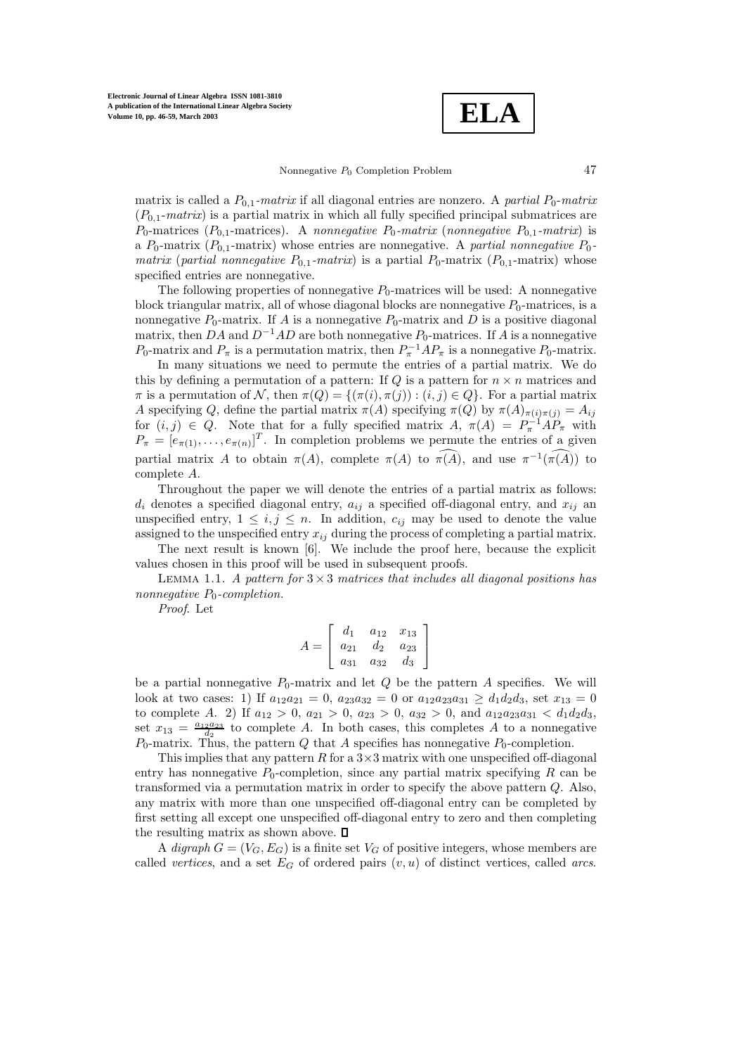matrix is called a $P_{0,1}$-*matrix* if all diagonal entries are nonzero. A *partial* $P_0$-*matrix* ($P_{0,1}$-*matrix*) is a partial matrix in which all fully specified principal submatrices are $P_0$-matrices ($P_{0,1}$-matrices). A *nonnegative* $P_0$-*matrix* (*nonnegative* $P_{0,1}$-*matrix*) is a $P_0$-matrix ($P_{0,1}$-matrix) whose entries are nonnegative. A *partial nonnegative* $P_0$-*matrix* (*partial nonnegative* $P_{0,1}$-*matrix*) is a partial $P_0$-matrix ($P_{0,1}$-matrix) whose specified entries are nonnegative.

The following properties of nonnegative $P_0$-matrices will be used: A nonnegative block triangular matrix, all of whose diagonal blocks are nonnegative $P_0$-matrices, is a nonnegative $P_0$-matrix. If $A$ is a nonnegative $P_0$-matrix and $D$ is a positive diagonal matrix, then $DA$ and $D^{-1}AD$ are both nonnegative $P_0$-matrices. If $A$ is a nonnegative $P_0$-matrix and $P_\pi$ is a permutation matrix, then $P_\pi^{-1}AP_\pi$ is a nonnegative $P_0$-matrix.

In many situations we need to permute the entries of a partial matrix. We do this by defining a permutation of a pattern: If $Q$ is a pattern for $n \times n$ matrices and $\pi$ is a permutation of $\mathcal{N}$, then $\pi(Q) = \{(\pi(i), \pi(j)) : (i,j) \in Q\}$. For a partial matrix $A$ specifying $Q$, define the partial matrix $\pi(A)$ specifying $\pi(Q)$ by $\pi(A)_{\pi(i)\pi(j)} = A_{ij}$ for $(i,j) \in Q$. Note that for a fully specified matrix $A$, $\pi(A) = P_\pi^{-1}AP_\pi$ with $P_\pi = [e_{\pi(1)}, \ldots, e_{\pi(n)}]^T$. In completion problems we permute the entries of a given partial matrix $A$ to obtain $\pi(A)$, complete $\pi(A)$ to $\widehat{\pi(A)}$, and use $\pi^{-1}(\widehat{\pi(A)})$ to complete $A$.

Throughout the paper we will denote the entries of a partial matrix as follows: $d_i$ denotes a specified diagonal entry, $a_{ij}$ a specified off-diagonal entry, and $x_{ij}$ an unspecified entry, $1 \le i, j \le n$. In addition, $c_{ij}$ may be used to denote the value assigned to the unspecified entry $x_{ij}$ during the process of completing a partial matrix.

The next result is known [6]. We include the proof here, because the explicit values chosen in this proof will be used in subsequent proofs.

Lemma 1.1. *A pattern for $3 \times 3$ matrices that includes all diagonal positions has nonnegative $P_0$-completion.*

*Proof*. Let

$$A = \begin{bmatrix} d_1 & a_{12} & x_{13} \\ a_{21} & d_2 & a_{23} \\ a_{31} & a_{32} & d_3 \end{bmatrix}$$

be a partial nonnegative $P_0$-matrix and let $Q$ be the pattern $A$ specifies. We will look at two cases: 1) If $a_{12}a_{21} = 0$, $a_{23}a_{32} = 0$ or $a_{12}a_{23}a_{31} \ge d_1d_2d_3$, set $x_{13} = 0$ to complete $A$. 2) If $a_{12} > 0$, $a_{21} > 0$, $a_{23} > 0$, $a_{32} > 0$, and $a_{12}a_{23}a_{31} < d_1d_2d_3$, set $x_{13} = \frac{a_{12}a_{23}}{d_2}$ to complete $A$. In both cases, this completes $A$ to a nonnegative $P_0$-matrix. Thus, the pattern $Q$ that $A$ specifies has nonnegative $P_0$-completion.

This implies that any pattern $R$ for a $3\times3$ matrix with one unspecified off-diagonal entry has nonnegative $P_0$-completion, since any partial matrix specifying $R$ can be transformed via a permutation matrix in order to specify the above pattern $Q$. Also, any matrix with more than one unspecified off-diagonal entry can be completed by first setting all except one unspecified off-diagonal entry to zero and then completing the resulting matrix as shown above. ∎

A *digraph* $G = (V_G, E_G)$ is a finite set $V_G$ of positive integers, whose members are called *vertices*, and a set $E_G$ of ordered pairs $(v, u)$ of distinct vertices, called *arcs*.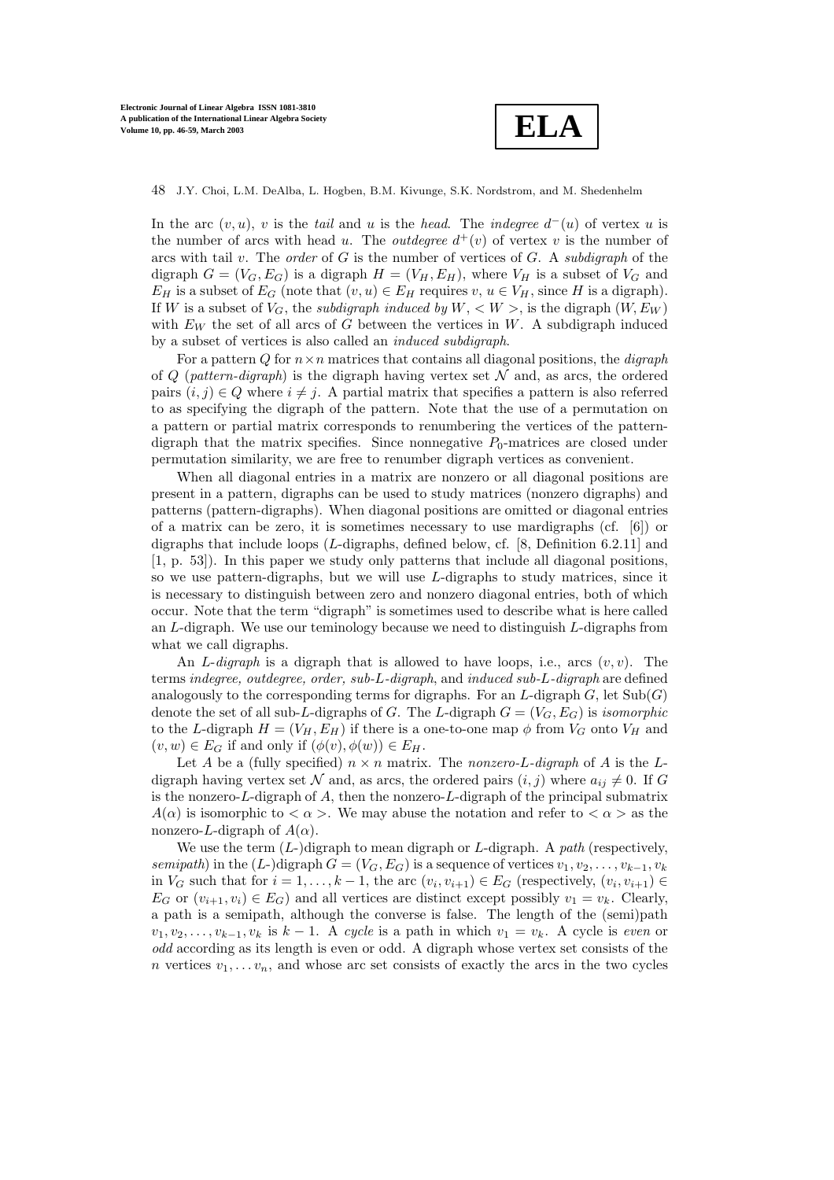In the arc $(v, u)$, $v$ is the *tail* and $u$ is the *head*. The *indegree* $d^-(u)$ of vertex $u$ is the number of arcs with head $u$. The *outdegree* $d^+(v)$ of vertex $v$ is the number of arcs with tail $v$. The *order* of $G$ is the number of vertices of $G$. A *subdigraph* of the digraph $G = (V_G, E_G)$ is a digraph $H = (V_H, E_H)$, where $V_H$ is a subset of $V_G$ and $E_H$ is a subset of $E_G$ (note that $(v, u) \in E_H$ requires $v, u \in V_H$, since $H$ is a digraph). If $W$ is a subset of $V_G$, the *subdigraph induced by* $W$, $< W >$, is the digraph $(W, E_W)$ with $E_W$ the set of all arcs of $G$ between the vertices in $W$. A subdigraph induced by a subset of vertices is also called an *induced subdigraph*.

For a pattern $Q$ for $n \times n$ matrices that contains all diagonal positions, the *digraph* of $Q$ (*pattern-digraph*) is the digraph having vertex set $\mathcal{N}$ and, as arcs, the ordered pairs $(i, j) \in Q$ where $i \neq j$. A partial matrix that specifies a pattern is also referred to as specifying the digraph of the pattern. Note that the use of a permutation on a pattern or partial matrix corresponds to renumbering the vertices of the pattern-digraph that the matrix specifies. Since nonnegative $P_0$-matrices are closed under permutation similarity, we are free to renumber digraph vertices as convenient.

When all diagonal entries in a matrix are nonzero or all diagonal positions are present in a pattern, digraphs can be used to study matrices (nonzero digraphs) and patterns (pattern-digraphs). When diagonal positions are omitted or diagonal entries of a matrix can be zero, it is sometimes necessary to use mardigraphs (cf. [6]) or digraphs that include loops ($L$-digraphs, defined below, cf. [8, Definition 6.2.11] and [1, p. 53]). In this paper we study only patterns that include all diagonal positions, so we use pattern-digraphs, but we will use $L$-digraphs to study matrices, since it is necessary to distinguish between zero and nonzero diagonal entries, both of which occur. Note that the term "digraph" is sometimes used to describe what is here called an $L$-digraph. We use our teminology because we need to distinguish $L$-digraphs from what we call digraphs.

An *$L$-digraph* is a digraph that is allowed to have loops, i.e., arcs $(v, v)$. The terms *indegree, outdegree, order, sub-$L$-digraph*, and *induced sub-$L$-digraph* are defined analogously to the corresponding terms for digraphs. For an $L$-digraph $G$, let $\mathrm{Sub}(G)$ denote the set of all sub-$L$-digraphs of $G$. The $L$-digraph $G = (V_G, E_G)$ is *isomorphic* to the $L$-digraph $H = (V_H, E_H)$ if there is a one-to-one map $\phi$ from $V_G$ onto $V_H$ and $(v, w) \in E_G$ if and only if $(\phi(v), \phi(w)) \in E_H$.

Let $A$ be a (fully specified) $n \times n$ matrix. The *nonzero-$L$-digraph* of $A$ is the $L$-digraph having vertex set $\mathcal{N}$ and, as arcs, the ordered pairs $(i, j)$ where $a_{ij} \neq 0$. If $G$ is the nonzero-$L$-digraph of $A$, then the nonzero-$L$-digraph of the principal submatrix $A(\alpha)$ is isomorphic to $< \alpha >$. We may abuse the notation and refer to $< \alpha >$ as the nonzero-$L$-digraph of $A(\alpha)$.

We use the term ($L$-)digraph to mean digraph or $L$-digraph. A *path* (respectively, *semipath*) in the ($L$-)digraph $G = (V_G, E_G)$ is a sequence of vertices $v_1, v_2, \ldots, v_{k-1}, v_k$ in $V_G$ such that for $i = 1, \ldots, k-1$, the arc $(v_i, v_{i+1}) \in E_G$ (respectively, $(v_i, v_{i+1}) \in E_G$ or $(v_{i+1}, v_i) \in E_G$) and all vertices are distinct except possibly $v_1 = v_k$. Clearly, a path is a semipath, although the converse is false. The length of the (semi)path $v_1, v_2, \ldots, v_{k-1}, v_k$ is $k - 1$. A *cycle* is a path in which $v_1 = v_k$. A cycle is *even* or *odd* according as its length is even or odd. A digraph whose vertex set consists of the $n$ vertices $v_1, \ldots v_n$, and whose arc set consists of exactly the arcs in the two cycles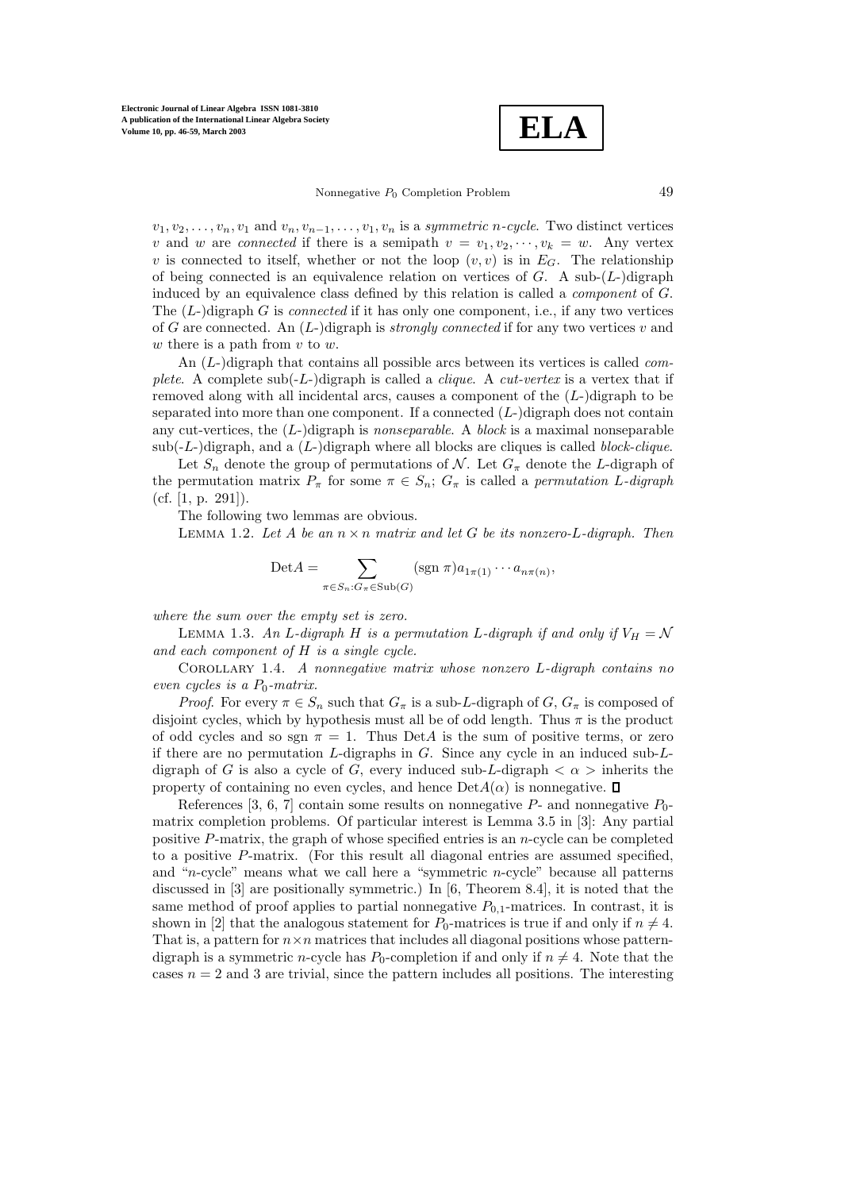$v_1, v_2, \ldots, v_n, v_1$ and $v_n, v_{n-1}, \ldots, v_1, v_n$ is a *symmetric n-cycle*. Two distinct vertices $v$ and $w$ are *connected* if there is a semipath $v = v_1, v_2, \cdots, v_k = w$. Any vertex $v$ is connected to itself, whether or not the loop $(v, v)$ is in $E_G$. The relationship of being connected is an equivalence relation on vertices of $G$. A sub-($L$-)digraph induced by an equivalence class defined by this relation is called a *component* of $G$. The ($L$-)digraph $G$ is *connected* if it has only one component, i.e., if any two vertices of $G$ are connected. An ($L$-)digraph is *strongly connected* if for any two vertices $v$ and $w$ there is a path from $v$ to $w$.

An ($L$-)digraph that contains all possible arcs between its vertices is called *complete*. A complete sub(-$L$-)digraph is called a *clique*. A *cut-vertex* is a vertex that if removed along with all incidental arcs, causes a component of the ($L$-)digraph to be separated into more than one component. If a connected ($L$-)digraph does not contain any cut-vertices, the ($L$-)digraph is *nonseparable*. A *block* is a maximal nonseparable sub(-$L$-)digraph, and a ($L$-)digraph where all blocks are cliques is called *block-clique*.

Let $S_n$ denote the group of permutations of $\mathcal{N}$. Let $G_\pi$ denote the $L$-digraph of the permutation matrix $P_\pi$ for some $\pi \in S_n$; $G_\pi$ is called a *permutation L-digraph* (cf. [1, p. 291]).

The following two lemmas are obvious.

Lemma 1.2. *Let $A$ be an $n \times n$ matrix and let $G$ be its nonzero-$L$-digraph. Then*

$$\mathrm{Det}A = \sum_{\pi \in S_n : G_\pi \in \mathrm{Sub}(G)} (\mathrm{sgn}\ \pi) a_{1\pi(1)} \cdots a_{n\pi(n)},$$

*where the sum over the empty set is zero.*

Lemma 1.3. *An $L$-digraph $H$ is a permutation $L$-digraph if and only if $V_H = \mathcal{N}$ and each component of $H$ is a single cycle.*

Corollary 1.4. *A nonnegative matrix whose nonzero $L$-digraph contains no even cycles is a $P_0$-matrix.*

*Proof*. For every $\pi \in S_n$ such that $G_\pi$ is a sub-$L$-digraph of $G$, $G_\pi$ is composed of disjoint cycles, which by hypothesis must all be of odd length. Thus $\pi$ is the product of odd cycles and so sgn $\pi = 1$. Thus Det$A$ is the sum of positive terms, or zero if there are no permutation $L$-digraphs in $G$. Since any cycle in an induced sub-$L$-digraph of $G$ is also a cycle of $G$, every induced sub-$L$-digraph $< \alpha >$ inherits the property of containing no even cycles, and hence Det$A(\alpha)$ is nonnegative. □

References [3, 6, 7] contain some results on nonnegative $P$- and nonnegative $P_0$-matrix completion problems. Of particular interest is Lemma 3.5 in [3]: Any partial positive $P$-matrix, the graph of whose specified entries is an $n$-cycle can be completed to a positive $P$-matrix. (For this result all diagonal entries are assumed specified, and "$n$-cycle" means what we call here a "symmetric $n$-cycle" because all patterns discussed in [3] are positionally symmetric.) In [6, Theorem 8.4], it is noted that the same method of proof applies to partial nonnegative $P_{0,1}$-matrices. In contrast, it is shown in [2] that the analogous statement for $P_0$-matrices is true if and only if $n \neq 4$. That is, a pattern for $n \times n$ matrices that includes all diagonal positions whose pattern-digraph is a symmetric $n$-cycle has $P_0$-completion if and only if $n \neq 4$. Note that the cases $n = 2$ and 3 are trivial, since the pattern includes all positions. The interesting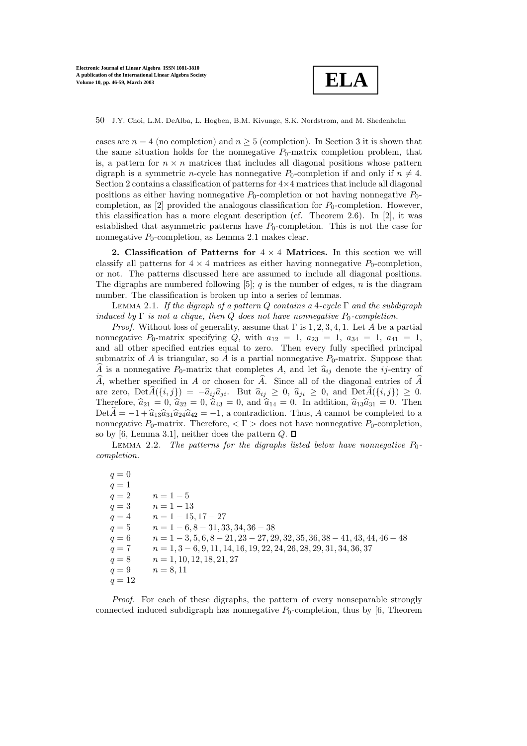cases are $n = 4$ (no completion) and $n \geq 5$ (completion). In Section 3 it is shown that the same situation holds for the nonnegative $P_0$-matrix completion problem, that is, a pattern for $n \times n$ matrices that includes all diagonal positions whose pattern digraph is a symmetric $n$-cycle has nonnegative $P_0$-completion if and only if $n \neq 4$. Section 2 contains a classification of patterns for $4 \times 4$ matrices that include all diagonal positions as either having nonnegative $P_0$-completion or not having nonnegative $P_0$-completion, as [2] provided the analogous classification for $P_0$-completion. However, this classification has a more elegant description (cf. Theorem 2.6). In [2], it was established that asymmetric patterns have $P_0$-completion. This is not the case for nonnegative $P_0$-completion, as Lemma 2.1 makes clear.

## 2. Classification of Patterns for $4 \times 4$ Matrices.

In this section we will classify all patterns for $4 \times 4$ matrices as either having nonnegative $P_0$-completion, or not. The patterns discussed here are assumed to include all diagonal positions. The digraphs are numbered following [5]; $q$ is the number of edges, $n$ is the diagram number. The classification is broken up into a series of lemmas.

Lemma 2.1. *If the digraph of a pattern $Q$ contains a 4-cycle $\Gamma$ and the subdigraph induced by $\Gamma$ is not a clique, then $Q$ does not have nonnegative $P_0$-completion.*

*Proof.* Without loss of generality, assume that $\Gamma$ is $1, 2, 3, 4, 1$. Let $A$ be a partial nonnegative $P_0$-matrix specifying $Q$, with $a_{12} = 1$, $a_{23} = 1$, $a_{34} = 1$, $a_{41} = 1$, and all other specified entries equal to zero. Then every fully specified principal submatrix of $A$ is triangular, so $A$ is a partial nonnegative $P_0$-matrix. Suppose that $\widehat{A}$ is a nonnegative $P_0$-matrix that completes $A$, and let $\widehat{a}_{ij}$ denote the $ij$-entry of $\widehat{A}$, whether specified in $A$ or chosen for $\widehat{A}$. Since all of the diagonal entries of $\widehat{A}$ are zero, $\mathrm{Det}\widehat{A}(\{i, j\}) = -\widehat{a}_{ij}\widehat{a}_{ji}$. But $\widehat{a}_{ij} \geq 0$, $\widehat{a}_{ji} \geq 0$, and $\mathrm{Det}\widehat{A}(\{i, j\}) \geq 0$. Therefore, $\widehat{a}_{21} = 0$, $\widehat{a}_{32} = 0$, $\widehat{a}_{43} = 0$, and $\widehat{a}_{14} = 0$. In addition, $\widehat{a}_{13}\widehat{a}_{31} = 0$. Then $\mathrm{Det}\widehat{A} = -1 + \widehat{a}_{13}\widehat{a}_{31}\widehat{a}_{24}\widehat{a}_{42} = -1$, a contradiction. Thus, $A$ cannot be completed to a nonnegative $P_0$-matrix. Therefore, $< \Gamma >$ does not have nonnegative $P_0$-completion, so by [6, Lemma 3.1], neither does the pattern $Q$. ∎

Lemma 2.2. *The patterns for the digraphs listed below have nonnegative $P_0$-completion.*

$q = 0$
$q = 1$
$q = 2 \qquad n = 1 - 5$
$q = 3 \qquad n = 1 - 13$
$q = 4 \qquad n = 1 - 15, 17 - 27$
$q = 5 \qquad n = 1 - 6, 8 - 31, 33, 34, 36 - 38$
$q = 6 \qquad n = 1 - 3, 5, 6, 8 - 21, 23 - 27, 29, 32, 35, 36, 38 - 41, 43, 44, 46 - 48$
$q = 7 \qquad n = 1, 3 - 6, 9, 11, 14, 16, 19, 22, 24, 26, 28, 29, 31, 34, 36, 37$
$q = 8 \qquad n = 1, 10, 12, 18, 21, 27$
$q = 9 \qquad n = 8, 11$
$q = 12$

*Proof.* For each of these digraphs, the pattern of every nonseparable strongly connected induced subdigraph has nonnegative $P_0$-completion, thus by [6, Theorem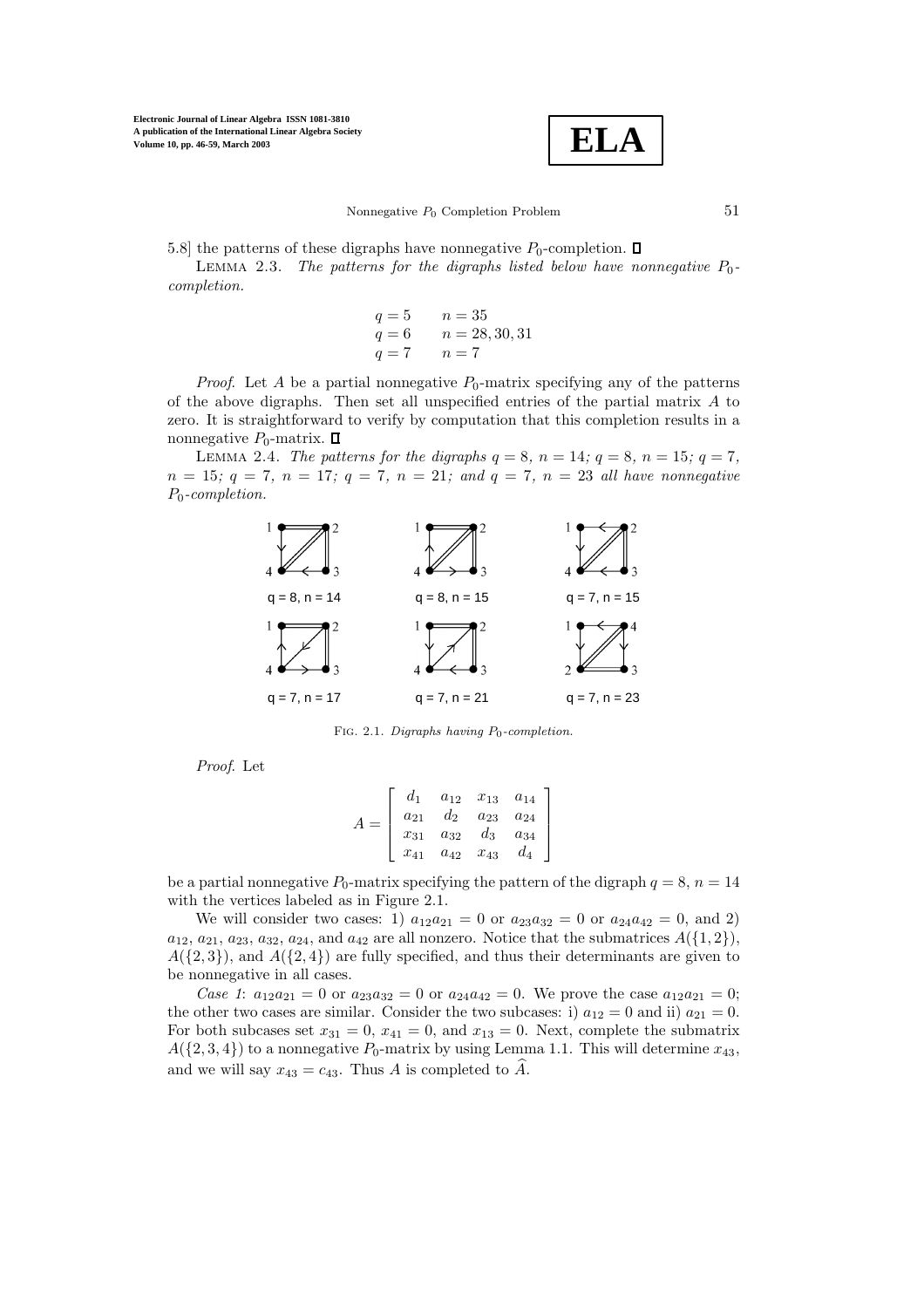5.8] the patterns of these digraphs have nonnegative $P_0$-completion. ☐

Lemma 2.3. *The patterns for the digraphs listed below have nonnegative $P_0$-completion.*

$$
\begin{array}{ll}
q = 5 & n = 35 \\
q = 6 & n = 28, 30, 31 \\
q = 7 & n = 7
\end{array}
$$

*Proof.* Let $A$ be a partial nonnegative $P_0$-matrix specifying any of the patterns of the above digraphs. Then set all unspecified entries of the partial matrix $A$ to zero. It is straightforward to verify by computation that this completion results in a nonnegative $P_0$-matrix. ☐

Lemma 2.4. *The patterns for the digraphs $q = 8$, $n = 14$; $q = 8$, $n = 15$; $q = 7$, $n = 15$; $q = 7$, $n = 17$; $q = 7$, $n = 21$; and $q = 7$, $n = 23$ all have nonnegative $P_0$-completion.*

q = 8, n = 14 q = 8, n = 15 q = 7, n = 15

q = 7, n = 17 q = 7, n = 21 q = 7, n = 23

Fig. 2.1. *Digraphs having $P_0$-completion.*

*Proof.* Let

$$
A = \begin{bmatrix} d_1 & a_{12} & x_{13} & a_{14} \\ a_{21} & d_2 & a_{23} & a_{24} \\ x_{31} & a_{32} & d_3 & a_{34} \\ x_{41} & a_{42} & x_{43} & d_4 \end{bmatrix}
$$

be a partial nonnegative $P_0$-matrix specifying the pattern of the digraph $q = 8$, $n = 14$ with the vertices labeled as in Figure 2.1.

We will consider two cases: 1) $a_{12}a_{21} = 0$ or $a_{23}a_{32} = 0$ or $a_{24}a_{42} = 0$, and 2) $a_{12}$, $a_{21}$, $a_{23}$, $a_{32}$, $a_{24}$, and $a_{42}$ are all nonzero. Notice that the submatrices $A(\{1, 2\})$, $A(\{2, 3\})$, and $A(\{2, 4\})$ are fully specified, and thus their determinants are given to be nonnegative in all cases.

*Case 1*: $a_{12}a_{21} = 0$ or $a_{23}a_{32} = 0$ or $a_{24}a_{42} = 0$. We prove the case $a_{12}a_{21} = 0$; the other two cases are similar. Consider the two subcases: i) $a_{12} = 0$ and ii) $a_{21} = 0$. For both subcases set $x_{31} = 0$, $x_{41} = 0$, and $x_{13} = 0$. Next, complete the submatrix $A(\{2, 3, 4\})$ to a nonnegative $P_0$-matrix by using Lemma 1.1. This will determine $x_{43}$, and we will say $x_{43} = c_{43}$. Thus $A$ is completed to $\widehat{A}$.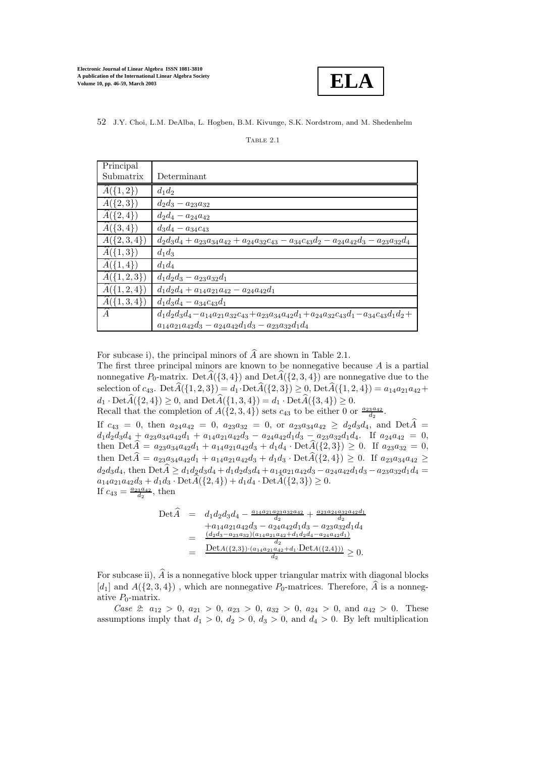TABLE 2.1

| Principal Submatrix | Determinant |
|---|---|
| $\widehat{A}(\{1,2\})$ | $d_1 d_2$ |
| $\widehat{A}(\{2,3\})$ | $d_2 d_3 - a_{23}a_{32}$ |
| $\widehat{A}(\{2,4\})$ | $d_2 d_4 - a_{24}a_{42}$ |
| $\widehat{A}(\{3,4\})$ | $d_3 d_4 - a_{34}c_{43}$ |
| $\widehat{A}(\{2,3,4\})$ | $d_2d_3d_4 + a_{23}a_{34}a_{42} + a_{24}a_{32}c_{43} - a_{34}c_{43}d_2 - a_{24}a_{42}d_3 - a_{23}a_{32}d_4$ |
| $\widehat{A}(\{1,3\})$ | $d_1 d_3$ |
| $\widehat{A}(\{1,4\})$ | $d_1 d_4$ |
| $\widehat{A}(\{1,2,3\})$ | $d_1d_2d_3 - a_{23}a_{32}d_1$ |
| $\widehat{A}(\{1,2,4\})$ | $d_1d_2d_4 + a_{14}a_{21}a_{42} - a_{24}a_{42}d_1$ |
| $\widehat{A}(\{1,3,4\})$ | $d_1d_3d_4 - a_{34}c_{43}d_1$ |
| $\widehat{A}$ | $d_1d_2d_3d_4 - a_{14}a_{21}a_{32}c_{43} + a_{23}a_{34}a_{42}d_1 + a_{24}a_{32}c_{43}d_1 - a_{34}c_{43}d_1d_2 + a_{14}a_{21}a_{42}d_3 - a_{24}a_{42}d_1d_3 - a_{23}a_{32}d_1d_4$ |

For subcase i), the principal minors of $\widehat{A}$ are shown in Table 2.1.

The first three principal minors are known to be nonnegative because $A$ is a partial nonnegative $P_0$-matrix. $\mathrm{Det}\widehat{A}(\{3,4\})$ and $\mathrm{Det}\widehat{A}(\{2,3,4\})$ are nonnegative due to the selection of $c_{43}$. $\mathrm{Det}\widehat{A}(\{1,2,3\}) = d_1 \cdot \mathrm{Det}\widehat{A}(\{2,3\}) \geq 0$, $\mathrm{Det}\widehat{A}(\{1,2,4\}) = a_{14}a_{21}a_{42} + d_1 \cdot \mathrm{Det}\widehat{A}(\{2,4\}) \geq 0$, and $\mathrm{Det}\widehat{A}(\{1,3,4\}) = d_1 \cdot \mathrm{Det}\widehat{A}(\{3,4\}) \geq 0$.

Recall that the completion of $A(\{2,3,4\})$ sets $c_{43}$ to be either 0 or $\frac{a_{23}a_{42}}{d_2}$.

If $c_{43} = 0$, then $a_{24}a_{42} = 0$, $a_{23}a_{32} = 0$, or $a_{23}a_{34}a_{42} \geq d_2d_3d_4$, and $\mathrm{Det}\widehat{A} = d_1d_2d_3d_4 + a_{23}a_{34}a_{42}d_1 + a_{14}a_{21}a_{42}d_3 - a_{24}a_{42}d_1d_3 - a_{23}a_{32}d_1d_4$. If $a_{24}a_{42} = 0$, then $\mathrm{Det}\widehat{A} = a_{23}a_{34}a_{42}d_1 + a_{14}a_{21}a_{42}d_3 + d_1d_4 \cdot \mathrm{Det}\widehat{A}(\{2,3\}) \geq 0$. If $a_{23}a_{32} = 0$, then $\mathrm{Det}\widehat{A} = a_{23}a_{34}a_{42}d_1 + a_{14}a_{21}a_{42}d_3 + d_1d_3 \cdot \mathrm{Det}\widehat{A}(\{2,4\}) \geq 0$. If $a_{23}a_{34}a_{42} \geq d_2d_3d_4$, then $\mathrm{Det}\widehat{A} \geq d_1d_2d_3d_4 + d_1d_2d_3d_4 + a_{14}a_{21}a_{42}d_3 - a_{24}a_{42}d_1d_3 - a_{23}a_{32}d_1d_4 = a_{14}a_{21}a_{42}d_3 + d_1d_3 \cdot \mathrm{Det}\widehat{A}(\{2,4\}) + d_1d_4 \cdot \mathrm{Det}\widehat{A}(\{2,3\}) \geq 0$.

If $c_{43} = \frac{a_{23}a_{42}}{d_2}$, then

$$
\begin{aligned}
\mathrm{Det}\widehat{A} &= d_1d_2d_3d_4 - \tfrac{a_{14}a_{21}a_{23}a_{32}a_{42}}{d_2} + \tfrac{a_{23}a_{24}a_{32}a_{42}d_1}{d_2} \\
&\quad + a_{14}a_{21}a_{42}d_3 - a_{24}a_{42}d_1d_3 - a_{23}a_{32}d_1d_4 \\
&= \tfrac{(d_2d_3 - a_{23}a_{32})(a_{14}a_{21}a_{42} + d_1d_2d_4 - a_{24}a_{42}d_1)}{d_2} \\
&= \frac{\mathrm{Det}A(\{2,3\}) \cdot (a_{14}a_{21}a_{42} + d_1 \cdot \mathrm{Det}A(\{2,4\}))}{d_2} \geq 0.
\end{aligned}
$$

For subcase ii), $\widehat{A}$ is a nonnegative block upper triangular matrix with diagonal blocks $[d_1]$ and $A(\{2,3,4\})$ , which are nonnegative $P_0$-matrices. Therefore, $\widehat{A}$ is a nonnegative $P_0$-matrix.

*Case 2*: $a_{12} > 0$, $a_{21} > 0$, $a_{23} > 0$, $a_{32} > 0$, $a_{24} > 0$, and $a_{42} > 0$. These assumptions imply that $d_1 > 0$, $d_2 > 0$, $d_3 > 0$, and $d_4 > 0$. By left multiplication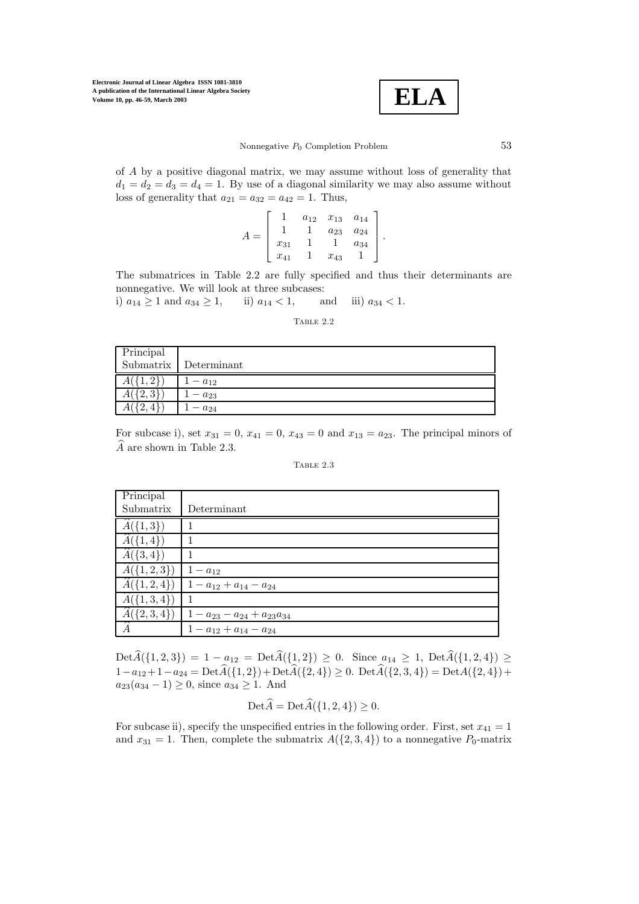of $A$ by a positive diagonal matrix, we may assume without loss of generality that $d_1 = d_2 = d_3 = d_4 = 1$. By use of a diagonal similarity we may also assume without loss of generality that $a_{21} = a_{32} = a_{42} = 1$. Thus,

$$A = \begin{bmatrix} 1 & a_{12} & x_{13} & a_{14} \\ 1 & 1 & a_{23} & a_{24} \\ x_{31} & 1 & 1 & a_{34} \\ x_{41} & 1 & x_{43} & 1 \end{bmatrix}.$$

The submatrices in Table 2.2 are fully specified and thus their determinants are nonnegative. We will look at three subcases:

i) $a_{14} \geq 1$ and $a_{34} \geq 1$, ii) $a_{14} < 1$, and iii) $a_{34} < 1$.

Table 2.2

| Principal Submatrix | Determinant |
|---|---|
| $A(\{1,2\})$ | $1 - a_{12}$ |
| $A(\{2,3\})$ | $1 - a_{23}$ |
| $A(\{2,4\})$ | $1 - a_{24}$ |

For subcase i), set $x_{31} = 0$, $x_{41} = 0$, $x_{43} = 0$ and $x_{13} = a_{23}$. The principal minors of $\widehat{A}$ are shown in Table 2.3.

Table 2.3

| Principal Submatrix | Determinant |
|---|---|
| $\widehat{A}(\{1,3\})$ | $1$ |
| $\widehat{A}(\{1,4\})$ | $1$ |
| $\widehat{A}(\{3,4\})$ | $1$ |
| $\widehat{A}(\{1,2,3\})$ | $1 - a_{12}$ |
| $\widehat{A}(\{1,2,4\})$ | $1 - a_{12} + a_{14} - a_{24}$ |
| $\widehat{A}(\{1,3,4\})$ | $1$ |
| $\widehat{A}(\{2,3,4\})$ | $1 - a_{23} - a_{24} + a_{23}a_{34}$ |
| $\widehat{A}$ | $1 - a_{12} + a_{14} - a_{24}$ |

$\mathrm{Det}\widehat{A}(\{1,2,3\}) = 1 - a_{12} = \mathrm{Det}\widehat{A}(\{1,2\}) \geq 0$. Since $a_{14} \geq 1$, $\mathrm{Det}\widehat{A}(\{1,2,4\}) \geq 1 - a_{12} + 1 - a_{24} = \mathrm{Det}\widehat{A}(\{1,2\}) + \mathrm{Det}\widehat{A}(\{2,4\}) \geq 0$. $\mathrm{Det}\widehat{A}(\{2,3,4\}) = \mathrm{Det}A(\{2,4\}) + a_{23}(a_{34} - 1) \geq 0$, since $a_{34} \geq 1$. And

$$\mathrm{Det}\widehat{A} = \mathrm{Det}\widehat{A}(\{1,2,4\}) \geq 0.$$

For subcase ii), specify the unspecified entries in the following order. First, set $x_{41} = 1$ and $x_{31} = 1$. Then, complete the submatrix $A(\{2,3,4\})$ to a nonnegative $P_0$-matrix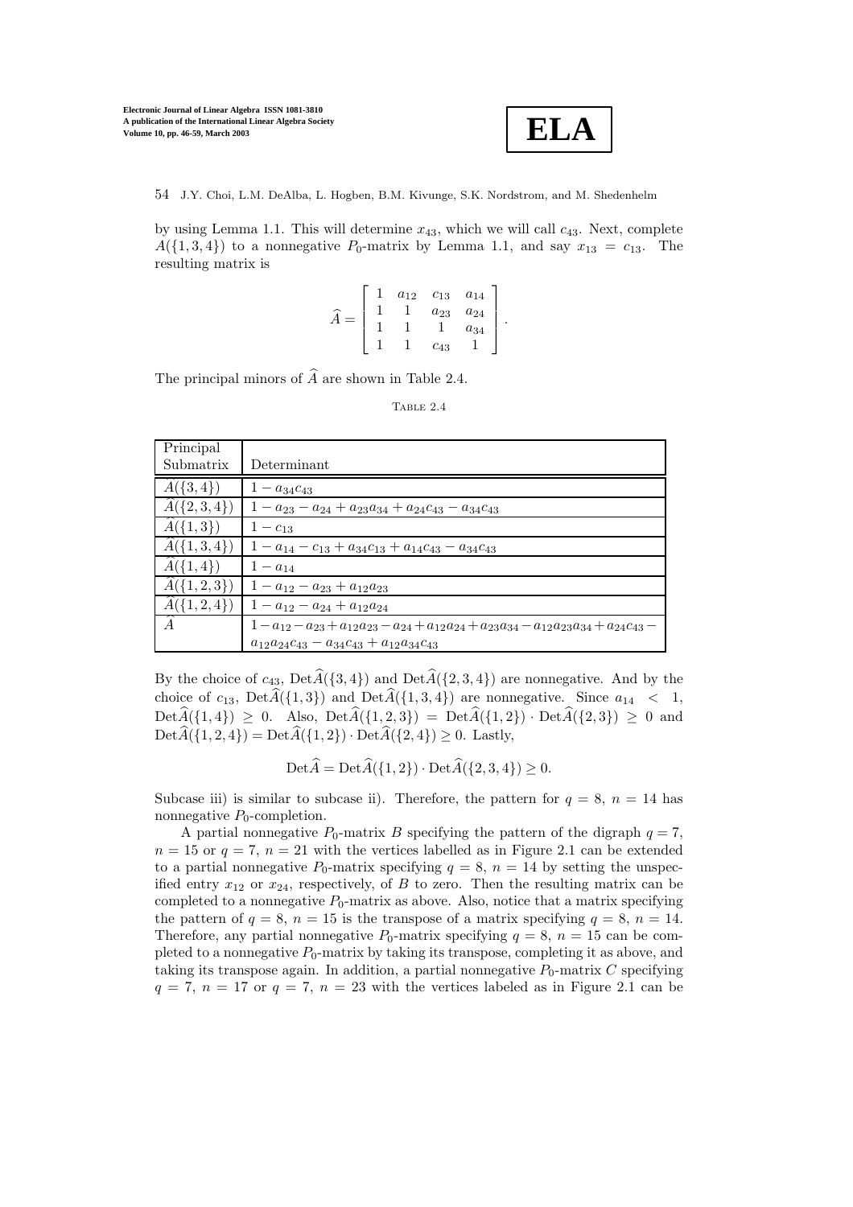by using Lemma 1.1. This will determine $x_{43}$, which we will call $c_{43}$. Next, complete $A(\{1,3,4\})$ to a nonnegative $P_0$-matrix by Lemma 1.1, and say $x_{13} = c_{13}$. The resulting matrix is

$$\widehat{A} = \begin{bmatrix} 1 & a_{12} & c_{13} & a_{14} \\ 1 & 1 & a_{23} & a_{24} \\ 1 & 1 & 1 & a_{34} \\ 1 & 1 & c_{43} & 1 \end{bmatrix}.$$

The principal minors of $\widehat{A}$ are shown in Table 2.4.

Table 2.4

| Principal Submatrix | Determinant |
|---|---|
| $\widehat{A}(\{3,4\})$ | $1 - a_{34}c_{43}$ |
| $\widehat{A}(\{2,3,4\})$ | $1 - a_{23} - a_{24} + a_{23}a_{34} + a_{24}c_{43} - a_{34}c_{43}$ |
| $\widehat{A}(\{1,3\})$ | $1 - c_{13}$ |
| $\widehat{A}(\{1,3,4\})$ | $1 - a_{14} - c_{13} + a_{34}c_{13} + a_{14}c_{43} - a_{34}c_{43}$ |
| $\widehat{A}(\{1,4\})$ | $1 - a_{14}$ |
| $\widehat{A}(\{1,2,3\})$ | $1 - a_{12} - a_{23} + a_{12}a_{23}$ |
| $\widehat{A}(\{1,2,4\})$ | $1 - a_{12} - a_{24} + a_{12}a_{24}$ |
| $\widehat{A}$ | $1 - a_{12} - a_{23} + a_{12}a_{23} - a_{24} + a_{12}a_{24} + a_{23}a_{34} - a_{12}a_{23}a_{34} + a_{24}c_{43} - a_{12}a_{24}c_{43} - a_{34}c_{43} + a_{12}a_{34}c_{43}$ |

By the choice of $c_{43}$, $\mathrm{Det}\widehat{A}(\{3,4\})$ and $\mathrm{Det}\widehat{A}(\{2,3,4\})$ are nonnegative. And by the choice of $c_{13}$, $\mathrm{Det}\widehat{A}(\{1,3\})$ and $\mathrm{Det}\widehat{A}(\{1,3,4\})$ are nonnegative. Since $a_{14} < 1$, $\mathrm{Det}\widehat{A}(\{1,4\}) \geq 0$. Also, $\mathrm{Det}\widehat{A}(\{1,2,3\}) = \mathrm{Det}\widehat{A}(\{1,2\}) \cdot \mathrm{Det}\widehat{A}(\{2,3\}) \geq 0$ and $\mathrm{Det}\widehat{A}(\{1,2,4\}) = \mathrm{Det}\widehat{A}(\{1,2\}) \cdot \mathrm{Det}\widehat{A}(\{2,4\}) \geq 0$. Lastly,

$$\mathrm{Det}\widehat{A} = \mathrm{Det}\widehat{A}(\{1,2\}) \cdot \mathrm{Det}\widehat{A}(\{2,3,4\}) \geq 0.$$

Subcase iii) is similar to subcase ii). Therefore, the pattern for $q = 8$, $n = 14$ has nonnegative $P_0$-completion.

A partial nonnegative $P_0$-matrix $B$ specifying the pattern of the digraph $q = 7$, $n = 15$ or $q = 7$, $n = 21$ with the vertices labelled as in Figure 2.1 can be extended to a partial nonnegative $P_0$-matrix specifying $q = 8$, $n = 14$ by setting the unspecified entry $x_{12}$ or $x_{24}$, respectively, of $B$ to zero. Then the resulting matrix can be completed to a nonnegative $P_0$-matrix as above. Also, notice that a matrix specifying the pattern of $q = 8$, $n = 15$ is the transpose of a matrix specifying $q = 8$, $n = 14$. Therefore, any partial nonnegative $P_0$-matrix specifying $q = 8$, $n = 15$ can be completed to a nonnegative $P_0$-matrix by taking its transpose, completing it as above, and taking its transpose again. In addition, a partial nonnegative $P_0$-matrix $C$ specifying $q = 7$, $n = 17$ or $q = 7$, $n = 23$ with the vertices labeled as in Figure 2.1 can be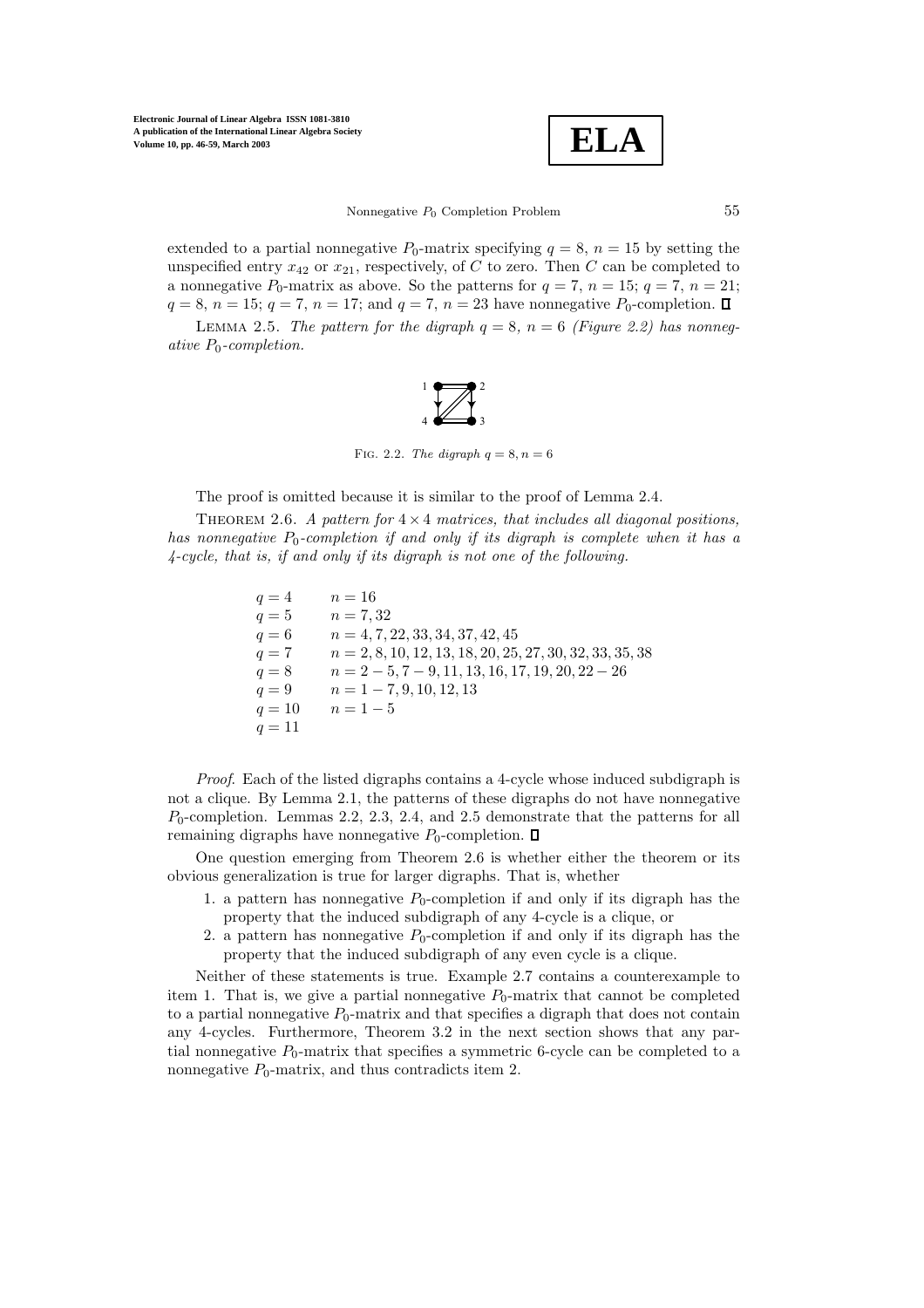extended to a partial nonnegative $P_0$-matrix specifying $q = 8$, $n = 15$ by setting the unspecified entry $x_{42}$ or $x_{21}$, respectively, of $C$ to zero. Then $C$ can be completed to a nonnegative $P_0$-matrix as above. So the patterns for $q = 7$, $n = 15$; $q = 7$, $n = 21$; $q = 8$, $n = 15$; $q = 7$, $n = 17$; and $q = 7$, $n = 23$ have nonnegative $P_0$-completion. ∎

Lemma 2.5. *The pattern for the digraph $q = 8$, $n = 6$ (Figure 2.2) has nonnegative $P_0$-completion.*

Fig. 2.2. *The digraph $q = 8, n = 6$*

The proof is omitted because it is similar to the proof of Lemma 2.4.

Theorem 2.6. *A pattern for $4 \times 4$ matrices, that includes all diagonal positions, has nonnegative $P_0$-completion if and only if its digraph is complete when it has a 4-cycle, that is, if and only if its digraph is not one of the following.*

| | |
|---|---|
| $q = 4$ | $n = 16$ |
| $q = 5$ | $n = 7, 32$ |
| $q = 6$ | $n = 4, 7, 22, 33, 34, 37, 42, 45$ |
| $q = 7$ | $n = 2, 8, 10, 12, 13, 18, 20, 25, 27, 30, 32, 33, 35, 38$ |
| $q = 8$ | $n = 2-5, 7-9, 11, 13, 16, 17, 19, 20, 22-26$ |
| $q = 9$ | $n = 1-7, 9, 10, 12, 13$ |
| $q = 10$ | $n = 1-5$ |
| $q = 11$ | |

*Proof*. Each of the listed digraphs contains a 4-cycle whose induced subdigraph is not a clique. By Lemma 2.1, the patterns of these digraphs do not have nonnegative $P_0$-completion. Lemmas 2.2, 2.3, 2.4, and 2.5 demonstrate that the patterns for all remaining digraphs have nonnegative $P_0$-completion. ∎

One question emerging from Theorem 2.6 is whether either the theorem or its obvious generalization is true for larger digraphs. That is, whether

1. a pattern has nonnegative $P_0$-completion if and only if its digraph has the property that the induced subdigraph of any 4-cycle is a clique, or
2. a pattern has nonnegative $P_0$-completion if and only if its digraph has the property that the induced subdigraph of any even cycle is a clique.

Neither of these statements is true. Example 2.7 contains a counterexample to item 1. That is, we give a partial nonnegative $P_0$-matrix that cannot be completed to a partial nonnegative $P_0$-matrix and that specifies a digraph that does not contain any 4-cycles. Furthermore, Theorem 3.2 in the next section shows that any partial nonnegative $P_0$-matrix that specifies a symmetric 6-cycle can be completed to a nonnegative $P_0$-matrix, and thus contradicts item 2.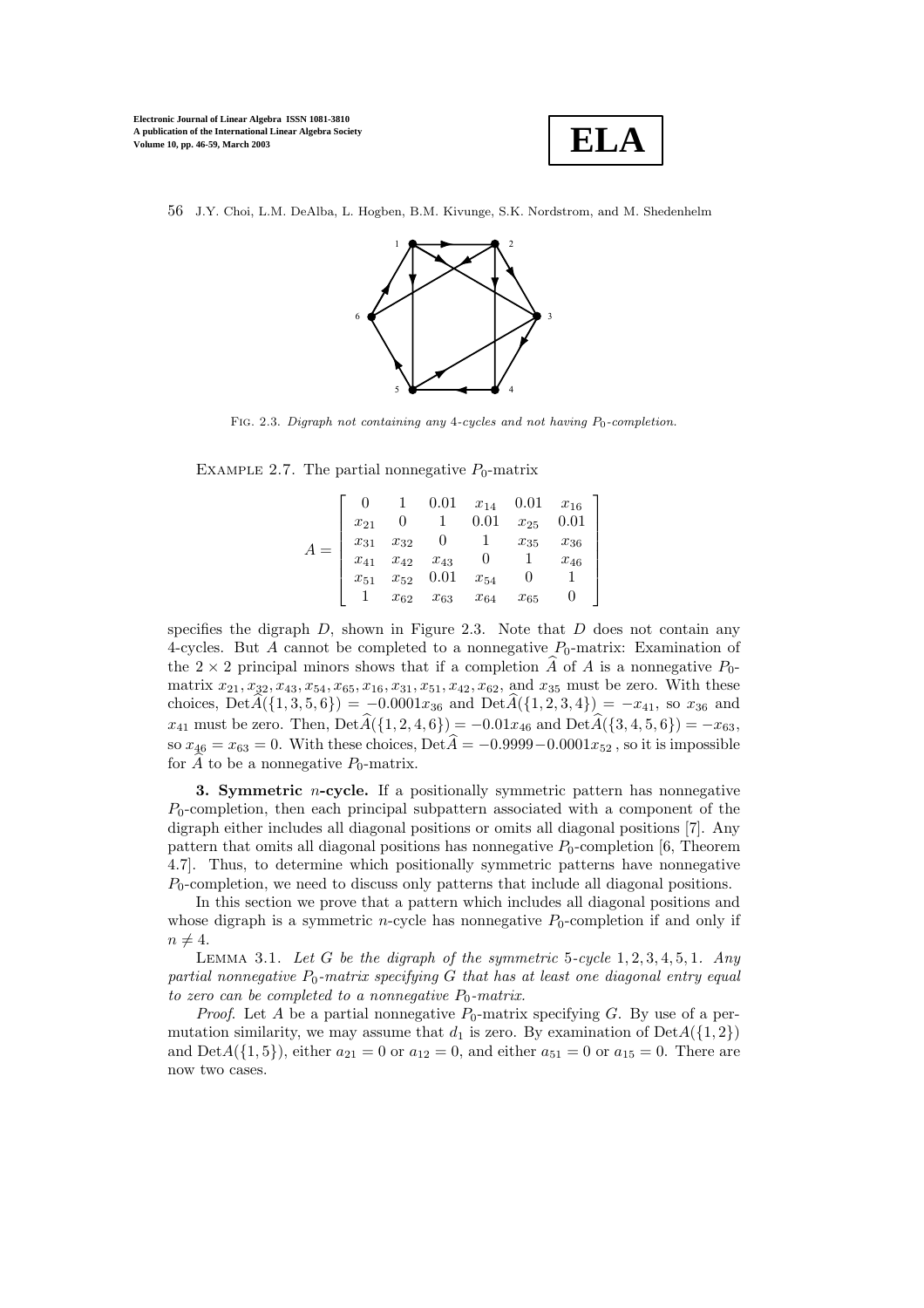FIG. 2.3. *Digraph not containing any 4-cycles and not having $P_0$-completion.*

EXAMPLE 2.7. The partial nonnegative $P_0$-matrix

$$A = \begin{bmatrix} 0 & 1 & 0.01 & x_{14} & 0.01 & x_{16} \\ x_{21} & 0 & 1 & 0.01 & x_{25} & 0.01 \\ x_{31} & x_{32} & 0 & 1 & x_{35} & x_{36} \\ x_{41} & x_{42} & x_{43} & 0 & 1 & x_{46} \\ x_{51} & x_{52} & 0.01 & x_{54} & 0 & 1 \\ 1 & x_{62} & x_{63} & x_{64} & x_{65} & 0 \end{bmatrix}$$

specifies the digraph $D$, shown in Figure 2.3. Note that $D$ does not contain any 4-cycles. But $A$ cannot be completed to a nonnegative $P_0$-matrix: Examination of the $2 \times 2$ principal minors shows that if a completion $\widehat{A}$ of $A$ is a nonnegative $P_0$-matrix $x_{21}, x_{32}, x_{43}, x_{54}, x_{65}, x_{16}, x_{31}, x_{51}, x_{42}, x_{62}$, and $x_{35}$ must be zero. With these choices, $\mathrm{Det}\widehat{A}(\{1, 3, 5, 6\}) = -0.0001x_{36}$ and $\mathrm{Det}\widehat{A}(\{1, 2, 3, 4\}) = -x_{41}$, so $x_{36}$ and $x_{41}$ must be zero. Then, $\mathrm{Det}\widehat{A}(\{1, 2, 4, 6\}) = -0.01x_{46}$ and $\mathrm{Det}\widehat{A}(\{3, 4, 5, 6\}) = -x_{63}$, so $x_{46} = x_{63} = 0$. With these choices, $\mathrm{Det}\widehat{A} = -0.9999 - 0.0001x_{52}$ , so it is impossible for $\widehat{A}$ to be a nonnegative $P_0$-matrix.

**3. Symmetric $n$-cycle.** If a positionally symmetric pattern has nonnegative $P_0$-completion, then each principal subpattern associated with a component of the digraph either includes all diagonal positions or omits all diagonal positions [7]. Any pattern that omits all diagonal positions has nonnegative $P_0$-completion [6, Theorem 4.7]. Thus, to determine which positionally symmetric patterns have nonnegative $P_0$-completion, we need to discuss only patterns that include all diagonal positions.

In this section we prove that a pattern which includes all diagonal positions and whose digraph is a symmetric $n$-cycle has nonnegative $P_0$-completion if and only if $n \neq 4$.

LEMMA 3.1. *Let $G$ be the digraph of the symmetric 5-cycle $1, 2, 3, 4, 5, 1$. Any partial nonnegative $P_0$-matrix specifying $G$ that has at least one diagonal entry equal to zero can be completed to a nonnegative $P_0$-matrix.*

*Proof*. Let $A$ be a partial nonnegative $P_0$-matrix specifying $G$. By use of a permutation similarity, we may assume that $d_1$ is zero. By examination of $\mathrm{Det}A(\{1, 2\})$ and $\mathrm{Det}A(\{1, 5\})$, either $a_{21} = 0$ or $a_{12} = 0$, and either $a_{51} = 0$ or $a_{15} = 0$. There are now two cases.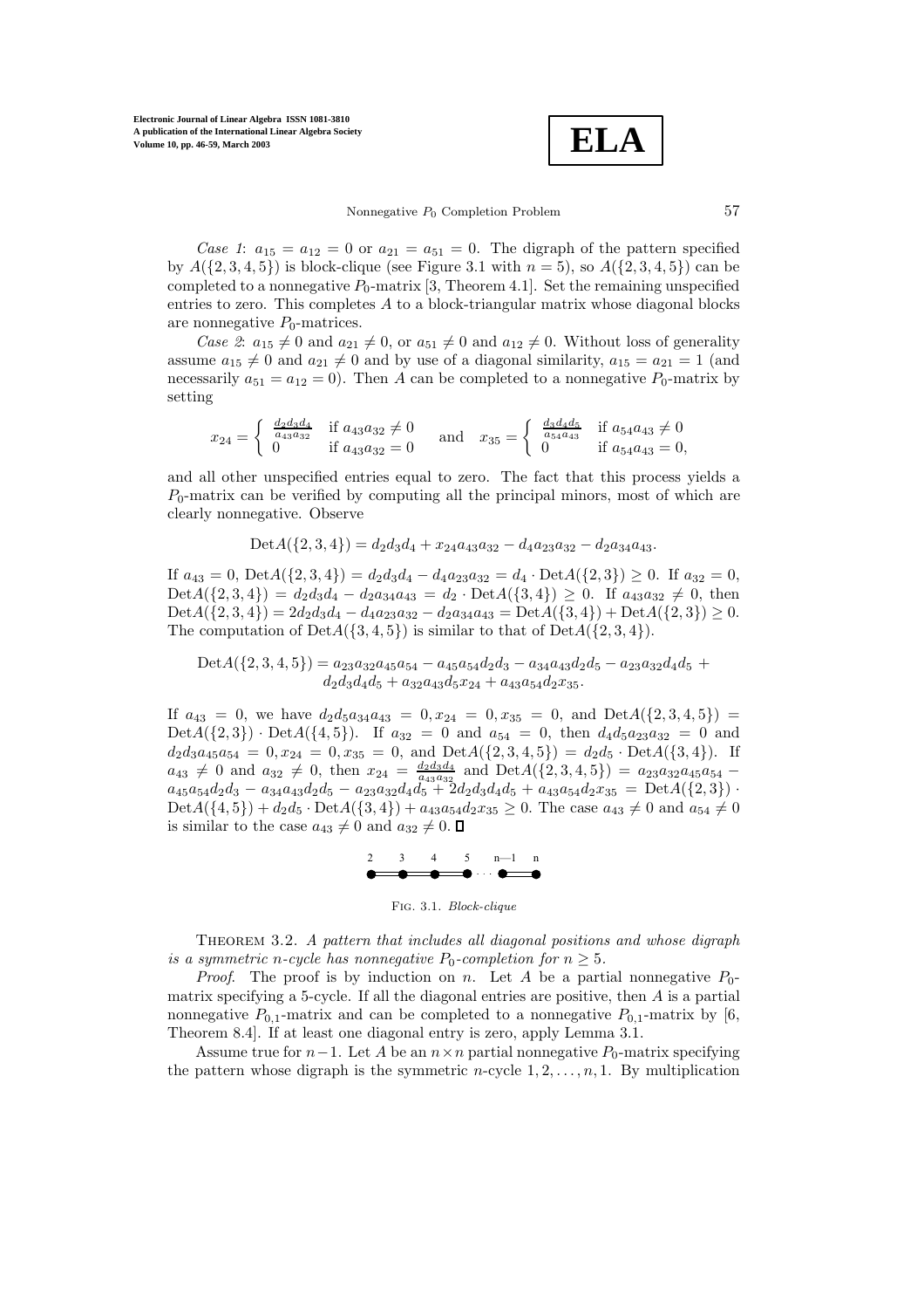*Case 1*: $a_{15} = a_{12} = 0$ or $a_{21} = a_{51} = 0$. The digraph of the pattern specified by $A(\{2,3,4,5\})$ is block-clique (see Figure 3.1 with $n = 5$), so $A(\{2,3,4,5\})$ can be completed to a nonnegative $P_0$-matrix [3, Theorem 4.1]. Set the remaining unspecified entries to zero. This completes $A$ to a block-triangular matrix whose diagonal blocks are nonnegative $P_0$-matrices.

*Case 2*: $a_{15} \neq 0$ and $a_{21} \neq 0$, or $a_{51} \neq 0$ and $a_{12} \neq 0$. Without loss of generality assume $a_{15} \neq 0$ and $a_{21} \neq 0$ and by use of a diagonal similarity, $a_{15} = a_{21} = 1$ (and necessarily $a_{51} = a_{12} = 0$). Then $A$ can be completed to a nonnegative $P_0$-matrix by setting

$$x_{24} = \begin{cases} \frac{d_2 d_3 d_4}{a_{43} a_{32}} & \text{if } a_{43}a_{32} \neq 0 \\ 0 & \text{if } a_{43}a_{32} = 0 \end{cases} \quad \text{and} \quad x_{35} = \begin{cases} \frac{d_3 d_4 d_5}{a_{54} a_{43}} & \text{if } a_{54}a_{43} \neq 0 \\ 0 & \text{if } a_{54}a_{43} = 0, \end{cases}$$

and all other unspecified entries equal to zero. The fact that this process yields a $P_0$-matrix can be verified by computing all the principal minors, most of which are clearly nonnegative. Observe

$$\text{Det}A(\{2,3,4\}) = d_2 d_3 d_4 + x_{24} a_{43} a_{32} - d_4 a_{23} a_{32} - d_2 a_{34} a_{43}.$$

If $a_{43} = 0$, $\text{Det}A(\{2,3,4\}) = d_2 d_3 d_4 - d_4 a_{23} a_{32} = d_4 \cdot \text{Det}A(\{2,3\}) \geq 0$. If $a_{32} = 0$, $\text{Det}A(\{2,3,4\}) = d_2 d_3 d_4 - d_2 a_{34} a_{43} = d_2 \cdot \text{Det}A(\{3,4\}) \geq 0$. If $a_{43}a_{32} \neq 0$, then $\text{Det}A(\{2,3,4\}) = 2d_2 d_3 d_4 - d_4 a_{23} a_{32} - d_2 a_{34} a_{43} = \text{Det}A(\{3,4\}) + \text{Det}A(\{2,3\}) \geq 0$. The computation of $\text{Det}A(\{3,4,5\})$ is similar to that of $\text{Det}A(\{2,3,4\})$.

$$\begin{aligned}\text{Det}A(\{2,3,4,5\}) = a_{23}a_{32}a_{45}a_{54} - a_{45}a_{54}d_2 d_3 - a_{34}a_{43}d_2 d_5 - a_{23}a_{32}d_4 d_5 +\\ d_2 d_3 d_4 d_5 + a_{32}a_{43}d_5 x_{24} + a_{43}a_{54}d_2 x_{35}.\end{aligned}$$

If $a_{43} = 0$, we have $d_2 d_5 a_{34} a_{43} = 0, x_{24} = 0, x_{35} = 0$, and $\text{Det}A(\{2,3,4,5\}) = \text{Det}A(\{2,3\}) \cdot \text{Det}A(\{4,5\})$. If $a_{32} = 0$ and $a_{54} = 0$, then $d_4 d_5 a_{23} a_{32} = 0$ and $d_2 d_3 a_{45} a_{54} = 0, x_{24} = 0, x_{35} = 0$, and $\text{Det}A(\{2,3,4,5\}) = d_2 d_5 \cdot \text{Det}A(\{3,4\})$. If $a_{43} \neq 0$ and $a_{32} \neq 0$, then $x_{24} = \frac{d_2 d_3 d_4}{a_{43} a_{32}}$ and $\text{Det}A(\{2,3,4,5\}) = a_{23}a_{32}a_{45}a_{54} - a_{45}a_{54}d_2 d_3 - a_{34}a_{43}d_2 d_5 - a_{23}a_{32}d_4 d_5 + 2d_2 d_3 d_4 d_5 + a_{43}a_{54}d_2 x_{35} = \text{Det}A(\{2,3\}) \cdot \text{Det}A(\{4,5\}) + d_2 d_5 \cdot \text{Det}A(\{3,4\}) + a_{43}a_{54}d_2 x_{35} \geq 0$. The case $a_{43} \neq 0$ and $a_{54} \neq 0$ is similar to the case $a_{43} \neq 0$ and $a_{32} \neq 0$. □

2 3 4 5 n—1 n

Fig. 3.1. *Block-clique*

Theorem 3.2. *A pattern that includes all diagonal positions and whose digraph is a symmetric n-cycle has nonnegative $P_0$-completion for $n \geq 5$.*

*Proof*. The proof is by induction on $n$. Let $A$ be a partial nonnegative $P_0$-matrix specifying a 5-cycle. If all the diagonal entries are positive, then $A$ is a partial nonnegative $P_{0,1}$-matrix and can be completed to a nonnegative $P_{0,1}$-matrix by [6, Theorem 8.4]. If at least one diagonal entry is zero, apply Lemma 3.1.

Assume true for $n-1$. Let $A$ be an $n \times n$ partial nonnegative $P_0$-matrix specifying the pattern whose digraph is the symmetric $n$-cycle $1, 2, \ldots, n, 1$. By multiplication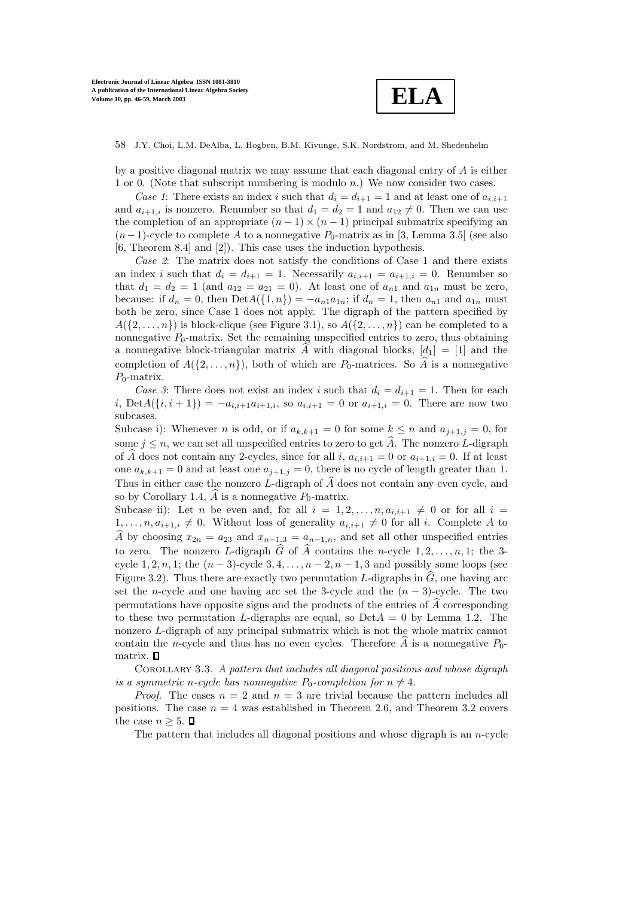by a positive diagonal matrix we may assume that each diagonal entry of $A$ is either 1 or 0. (Note that subscript numbering is modulo $n$.) We now consider two cases.

*Case 1*: There exists an index $i$ such that $d_i = d_{i+1} = 1$ and at least one of $a_{i,i+1}$ and $a_{i+1,i}$ is nonzero. Renumber so that $d_1 = d_2 = 1$ and $a_{12} \neq 0$. Then we can use the completion of an appropriate $(n-1) \times (n-1)$ principal submatrix specifying an $(n-1)$-cycle to complete $A$ to a nonnegative $P_0$-matrix as in [3, Lemma 3.5] (see also [6, Theorem 8.4] and [2]). This case uses the induction hypothesis.

*Case 2*: The matrix does not satisfy the conditions of Case 1 and there exists an index $i$ such that $d_i = d_{i+1} = 1$. Necessarily $a_{i,i+1} = a_{i+1,i} = 0$. Renumber so that $d_1 = d_2 = 1$ (and $a_{12} = a_{21} = 0$). At least one of $a_{n1}$ and $a_{1n}$ must be zero, because: if $d_n = 0$, then $\mathrm{Det}A(\{1,n\}) = -a_{n1}a_{1n}$; if $d_n = 1$, then $a_{n1}$ and $a_{1n}$ must both be zero, since Case 1 does not apply. The digraph of the pattern specified by $A(\{2,\ldots,n\})$ is block-clique (see Figure 3.1), so $A(\{2,\ldots,n\})$ can be completed to a nonnegative $P_0$-matrix. Set the remaining unspecified entries to zero, thus obtaining a nonnegative block-triangular matrix $\widehat{A}$ with diagonal blocks, $[d_1] = [1]$ and the completion of $A(\{2,\ldots,n\})$, both of which are $P_0$-matrices. So $\widehat{A}$ is a nonnegative $P_0$-matrix.

*Case 3*: There does not exist an index $i$ such that $d_i = d_{i+1} = 1$. Then for each $i$, $\mathrm{Det}A(\{i,i+1\}) = -a_{i,i+1}a_{i+1,i}$, so $a_{i,i+1} = 0$ or $a_{i+1,i} = 0$. There are now two subcases.

Subcase i): Whenever $n$ is odd, or if $a_{k,k+1} = 0$ for some $k \leq n$ and $a_{j+1,j} = 0$, for some $j \leq n$, we can set all unspecified entries to zero to get $\widehat{A}$. The nonzero $L$-digraph of $\widehat{A}$ does not contain any 2-cycles, since for all $i$, $a_{i,i+1} = 0$ or $a_{i+1,i} = 0$. If at least one $a_{k,k+1} = 0$ and at least one $a_{j+1,j} = 0$, there is no cycle of length greater than 1. Thus in either case the nonzero $L$-digraph of $\widehat{A}$ does not contain any even cycle, and so by Corollary 1.4, $\widehat{A}$ is a nonnegative $P_0$-matrix.

Subcase ii): Let $n$ be even and, for all $i = 1,2,\ldots,n, a_{i,i+1} \neq 0$ or for all $i = 1,\ldots,n, a_{i+1,i} \neq 0$. Without loss of generality $a_{i,i+1} \neq 0$ for all $i$. Complete $A$ to $\widehat{A}$ by choosing $x_{2n} = a_{23}$ and $x_{n-1,3} = a_{n-1,n}$, and set all other unspecified entries to zero. The nonzero $L$-digraph $\widehat{G}$ of $\widehat{A}$ contains the $n$-cycle $1,2,\ldots,n,1$; the 3-cycle $1,2,n,1$; the $(n-3)$-cycle $3,4,\ldots,n-2,n-1,3$ and possibly some loops (see Figure 3.2). Thus there are exactly two permutation $L$-digraphs in $\widehat{G}$, one having arc set the $n$-cycle and one having arc set the 3-cycle and the $(n-3)$-cycle. The two permutations have opposite signs and the products of the entries of $\widehat{A}$ corresponding to these two permutation $L$-digraphs are equal, so $\mathrm{Det}A = 0$ by Lemma 1.2. The nonzero $L$-digraph of any principal submatrix which is not the whole matrix cannot contain the $n$-cycle and thus has no even cycles. Therefore $\widehat{A}$ is a nonnegative $P_0$-matrix. ∎

Corollary 3.3. *A pattern that includes all diagonal positions and whose digraph is a symmetric $n$-cycle has nonnegative $P_0$-completion for $n \neq 4$.*

*Proof*. The cases $n = 2$ and $n = 3$ are trivial because the pattern includes all positions. The case $n = 4$ was established in Theorem 2.6, and Theorem 3.2 covers the case $n \geq 5$. ∎

The pattern that includes all diagonal positions and whose digraph is an $n$-cycle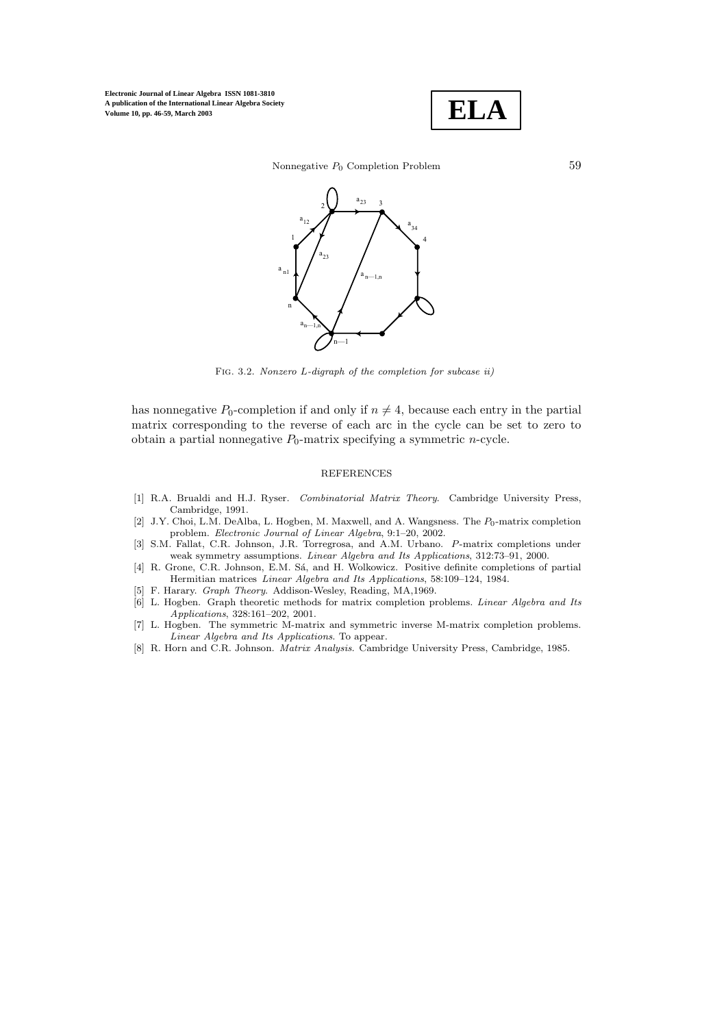2

a23

3

a12

a34

1

4

a23

a n1

a n—1,n

n

an—1,n

n—1

Fig. 3.2. *Nonzero L-digraph of the completion for subcase ii)*

has nonnegative $P_0$-completion if and only if $n \neq 4$, because each entry in the partial matrix corresponding to the reverse of each arc in the cycle can be set to zero to obtain a partial nonnegative $P_0$-matrix specifying a symmetric $n$-cycle.

## REFERENCES

[1] R.A. Brualdi and H.J. Ryser. *Combinatorial Matrix Theory*. Cambridge University Press, Cambridge, 1991.

[2] J.Y. Choi, L.M. DeAlba, L. Hogben, M. Maxwell, and A. Wangsness. The $P_0$-matrix completion problem. *Electronic Journal of Linear Algebra*, 9:1–20, 2002.

[3] S.M. Fallat, C.R. Johnson, J.R. Torregrosa, and A.M. Urbano. *P*-matrix completions under weak symmetry assumptions. *Linear Algebra and Its Applications*, 312:73–91, 2000.

[4] R. Grone, C.R. Johnson, E.M. Sá, and H. Wolkowicz. Positive definite completions of partial Hermitian matrices *Linear Algebra and Its Applications*, 58:109–124, 1984.

[5] F. Harary. *Graph Theory*. Addison-Wesley, Reading, MA,1969.

[6] L. Hogben. Graph theoretic methods for matrix completion problems. *Linear Algebra and Its Applications*, 328:161–202, 2001.

[7] L. Hogben. The symmetric M-matrix and symmetric inverse M-matrix completion problems. *Linear Algebra and Its Applications*. To appear.

[8] R. Horn and C.R. Johnson. *Matrix Analysis*. Cambridge University Press, Cambridge, 1985.